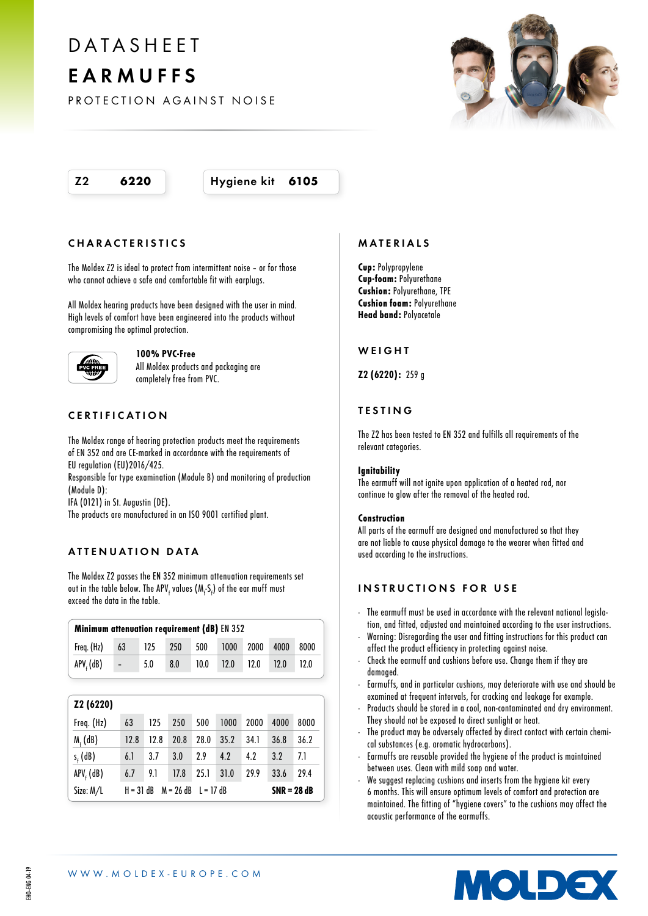# DATASHEET

# EARMUFFS

PROTECTION AGAINST NOISE

**Z2 6220**

**Hygiene kit 6105**

## CHARACTERISTICS

The Moldex Z2 is ideal to protect from intermittent noise - or for those who cannot achieve a safe and comfortable fit with earplugs.

All Moldex hearing products have been designed with the user in mind. High levels of comfort have been engineered into the products without compromising the optimal protection.

**100% PVC-Free**
All Moldex products and packaging are completely free from PVC.

## CERTIFICATION

The Moldex range of hearing protection products meet the requirements of EN 352 and are CE-marked in accordance with the requirements of EU regulation (EU)2016/425.
Responsible for type examination (Module B) and monitoring of production (Module D):
IFA (0121) in St. Augustin (DE).
The products are manufactured in an ISO 9001 certified plant.

## ATTENUATION DATA

The Moldex Z2 passes the EN 352 minimum attenuation requirements set out in the table below. The $APV_f$ values ($M_f$-$S_f$) of the ear muff must exceed the data in the table.

**Minimum attenuation requirement (dB)** EN 352

| Freq. (Hz) | 63 | 125 | 250 | 500 | 1000 | 2000 | 4000 | 8000 |
|---|---|---|---|---|---|---|---|---|
| $APV_f$ (dB) | - | 5.0 | 8.0 | 10.0 | 12.0 | 12.0 | 12.0 | 12.0 |

**Z2 (6220)**

| Freq. (Hz) | 63 | 125 | 250 | 500 | 1000 | 2000 | 4000 | 8000 |
|---|---|---|---|---|---|---|---|---|
| $M_f$ (dB) | 12.8 | 12.8 | 20.8 | 28.0 | 35.2 | 34.1 | 36.8 | 36.2 |
| $s_f$ (dB) | 6.1 | 3.7 | 3.0 | 2.9 | 4.2 | 4.2 | 3.2 | 7.1 |
| $APV_f$ (dB) | 6.7 | 9.1 | 17.8 | 25.1 | 31.0 | 29.9 | 33.6 | 29.4 |
| Size: M/L | H = 31 dB | M = 26 dB | L = 17 dB | | | | **SNR = 28 dB** | |

## MATERIALS

**Cup:** Polypropylene
**Cup-foam:** Polyurethane
**Cushion:** Polyurethane, TPE
**Cushion foam:** Polyurethane
**Head band:** Polyacetale

## WEIGHT

**Z2 (6220):** 259 g

## TESTING

The Z2 has been tested to EN 352 and fulfills all requirements of the relevant categories.

**Ignitability**
The earmuff will not ignite upon application of a heated rod, nor continue to glow after the removal of the heated rod.

**Construction**
All parts of the earmuff are designed and manufactured so that they are not liable to cause physical damage to the wearer when fitted and used according to the instructions.

## INSTRUCTIONS FOR USE

- The earmuff must be used in accordance with the relevant national legislation, and fitted, adjusted and maintained according to the user instructions.
- Warning: Disregarding the user and fitting instructions for this product can affect the product efficiency in protecting against noise.
- Check the earmuff and cushions before use. Change them if they are damaged.
- Earmuffs, and in particular cushions, may deteriorate with use and should be examined at frequent intervals, for cracking and leakage for example.
- Products should be stored in a cool, non-contaminated and dry environment. They should not be exposed to direct sunlight or heat.
- The product may be adversely affected by direct contact with certain chemical substances (e.g. aromatic hydrocarbons).
- Earmuffs are reusable provided the hygiene of the product is maintained between uses. Clean with mild soap and water.
- We suggest replacing cushions and inserts from the hygiene kit every 6 months. This will ensure optimum levels of comfort and protection are maintained. The fitting of "hygiene covers" to the cushions may affect the acoustic performance of the earmuffs.

WWW.MOLDEX-EUROPE.COM

EHO-ENG 04-19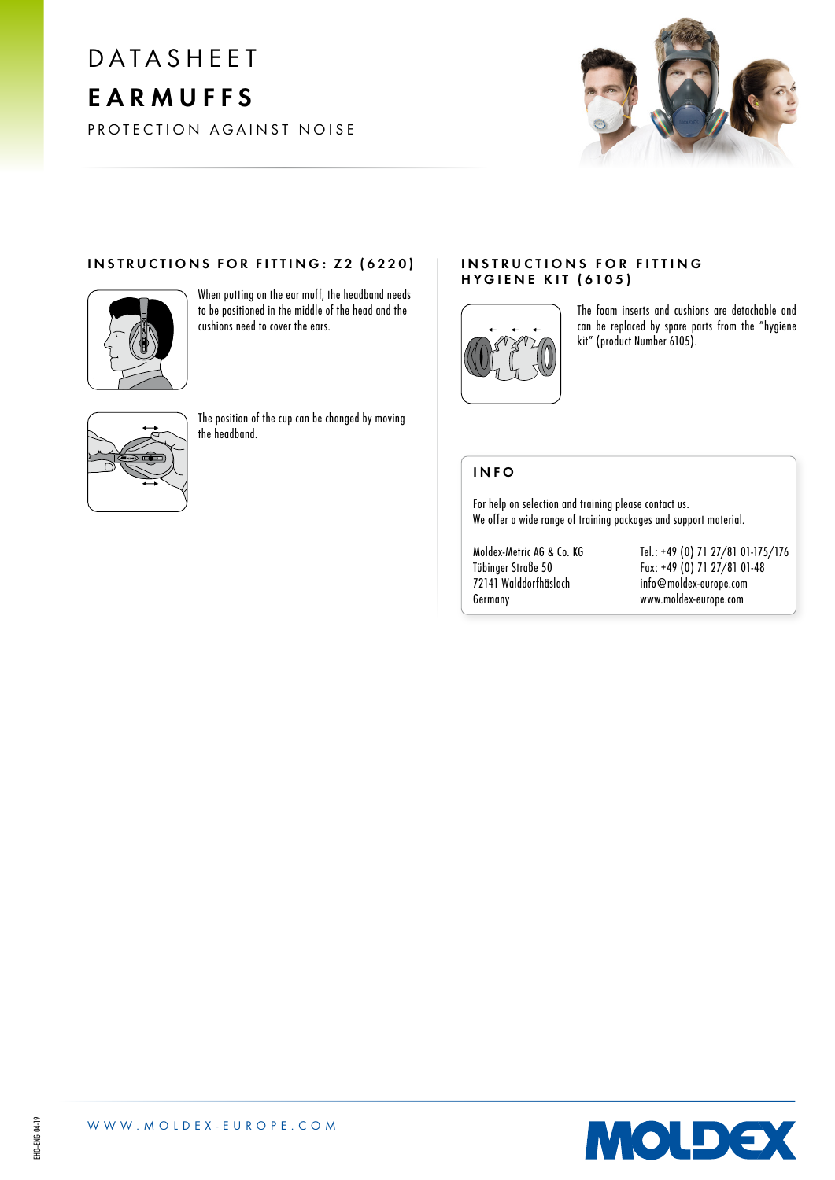# DATASHEET

# EARMUFFS

PROTECTION AGAINST NOISE

## INSTRUCTIONS FOR FITTING: Z2 (6220)

When putting on the ear muff, the headband needs to be positioned in the middle of the head and the cushions need to cover the ears.

The position of the cup can be changed by moving the headband.

## INSTRUCTIONS FOR FITTING HYGIENE KIT (6105)

The foam inserts and cushions are detachable and can be replaced by spare parts from the "hygiene kit" (product Number 6105).

## INFO

For help on selection and training please contact us.
We offer a wide range of training packages and support material.

| | |
|---|---|
| Moldex-Metric AG & Co. KG | Tel.: +49 (0) 71 27/81 01-175/176 |
| Tübinger Straße 50 | Fax: +49 (0) 71 27/81 01-48 |
| 72141 Walddorfhäslach | info@moldex-europe.com |
| Germany | www.moldex-europe.com |

EHO-ENG 04-19

WWW.MOLDEX-EUROPE.COM

MOLDEX